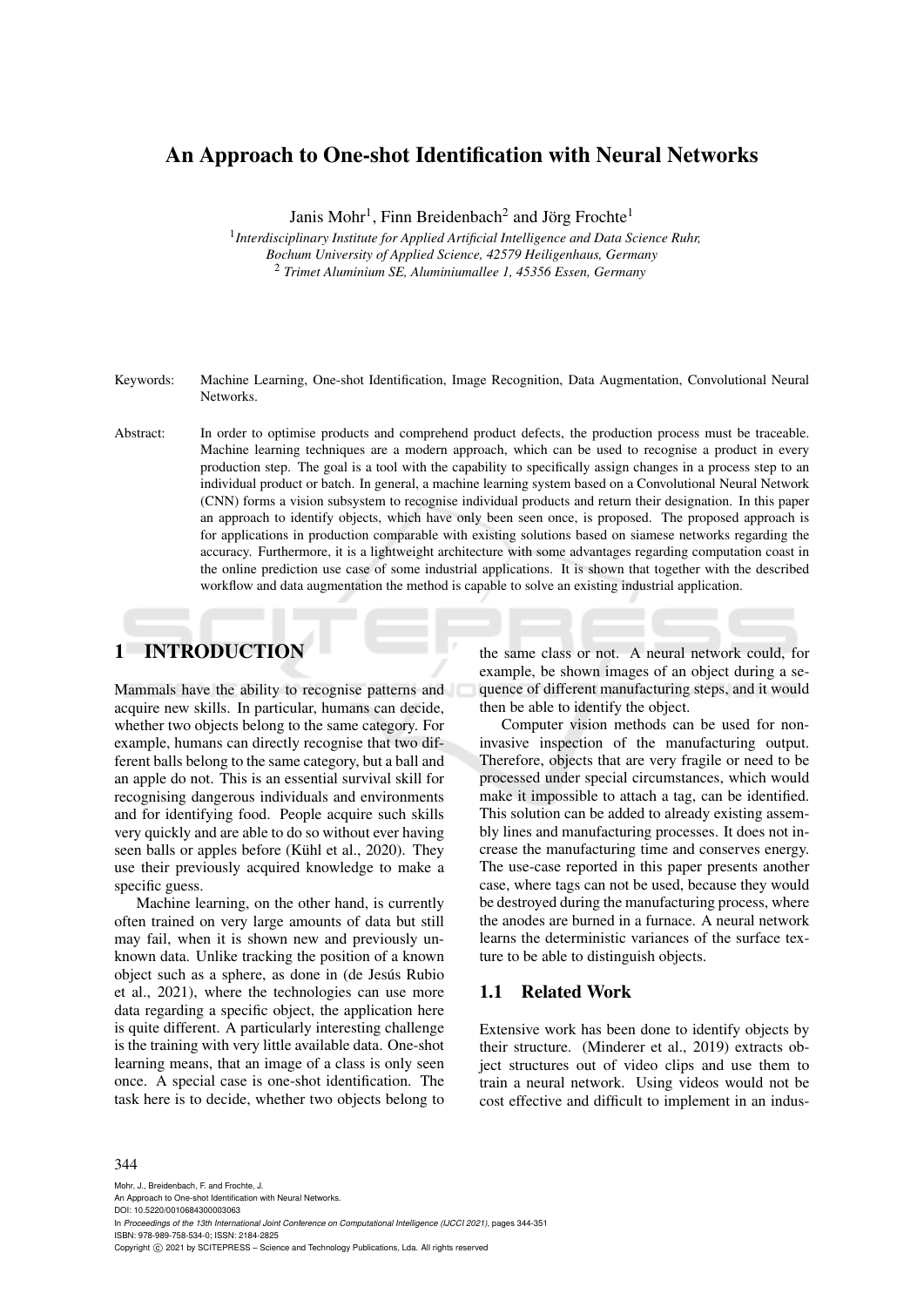# An Approach to One-shot Identification with Neural Networks

Janis Mohr[1], Finn Breidenbach[2] and Jörg Frochte[1]

[1] *Interdisciplinary Institute for Applied Artificial Intelligence and Data Science Ruhr, Bochum University of Applied Science, 42579 Heiligenhaus, Germany*
[2] *Trimet Aluminium SE, Aluminiumallee 1, 45356 Essen, Germany*

Keywords: Machine Learning, One-shot Identification, Image Recognition, Data Augmentation, Convolutional Neural Networks.

Abstract: In order to optimise products and comprehend product defects, the production process must be traceable. Machine learning techniques are a modern approach, which can be used to recognise a product in every production step. The goal is a tool with the capability to specifically assign changes in a process step to an individual product or batch. In general, a machine learning system based on a Convolutional Neural Network (CNN) forms a vision subsystem to recognise individual products and return their designation. In this paper an approach to identify objects, which have only been seen once, is proposed. The proposed approach is for applications in production comparable with existing solutions based on siamese networks regarding the accuracy. Furthermore, it is a lightweight architecture with some advantages regarding computation coast in the online prediction use case of some industrial applications. It is shown that together with the described workflow and data augmentation the method is capable to solve an existing industrial application.

## 1 INTRODUCTION

Mammals have the ability to recognise patterns and acquire new skills. In particular, humans can decide, whether two objects belong to the same category. For example, humans can directly recognise that two different balls belong to the same category, but a ball and an apple do not. This is an essential survival skill for recognising dangerous individuals and environments and for identifying food. People acquire such skills very quickly and are able to do so without ever having seen balls or apples before (Kühl et al., 2020). They use their previously acquired knowledge to make a specific guess.

Machine learning, on the other hand, is currently often trained on very large amounts of data but still may fail, when it is shown new and previously unknown data. Unlike tracking the position of a known object such as a sphere, as done in (de Jesús Rubio et al., 2021), where the technologies can use more data regarding a specific object, the application here is quite different. A particularly interesting challenge is the training with very little available data. One-shot learning means, that an image of a class is only seen once. A special case is one-shot identification. The task here is to decide, whether two objects belong to the same class or not. A neural network could, for example, be shown images of an object during a sequence of different manufacturing steps, and it would then be able to identify the object.

Computer vision methods can be used for non-invasive inspection of the manufacturing output. Therefore, objects that are very fragile or need to be processed under special circumstances, which would make it impossible to attach a tag, can be identified. This solution can be added to already existing assembly lines and manufacturing processes. It does not increase the manufacturing time and conserves energy. The use-case reported in this paper presents another case, where tags can not be used, because they would be destroyed during the manufacturing process, where the anodes are burned in a furnace. A neural network learns the deterministic variances of the surface texture to be able to distinguish objects.

### 1.1 Related Work

Extensive work has been done to identify objects by their structure. (Minderer et al., 2019) extracts object structures out of video clips and use them to train a neural network. Using videos would not be cost effective and difficult to implement in an indus-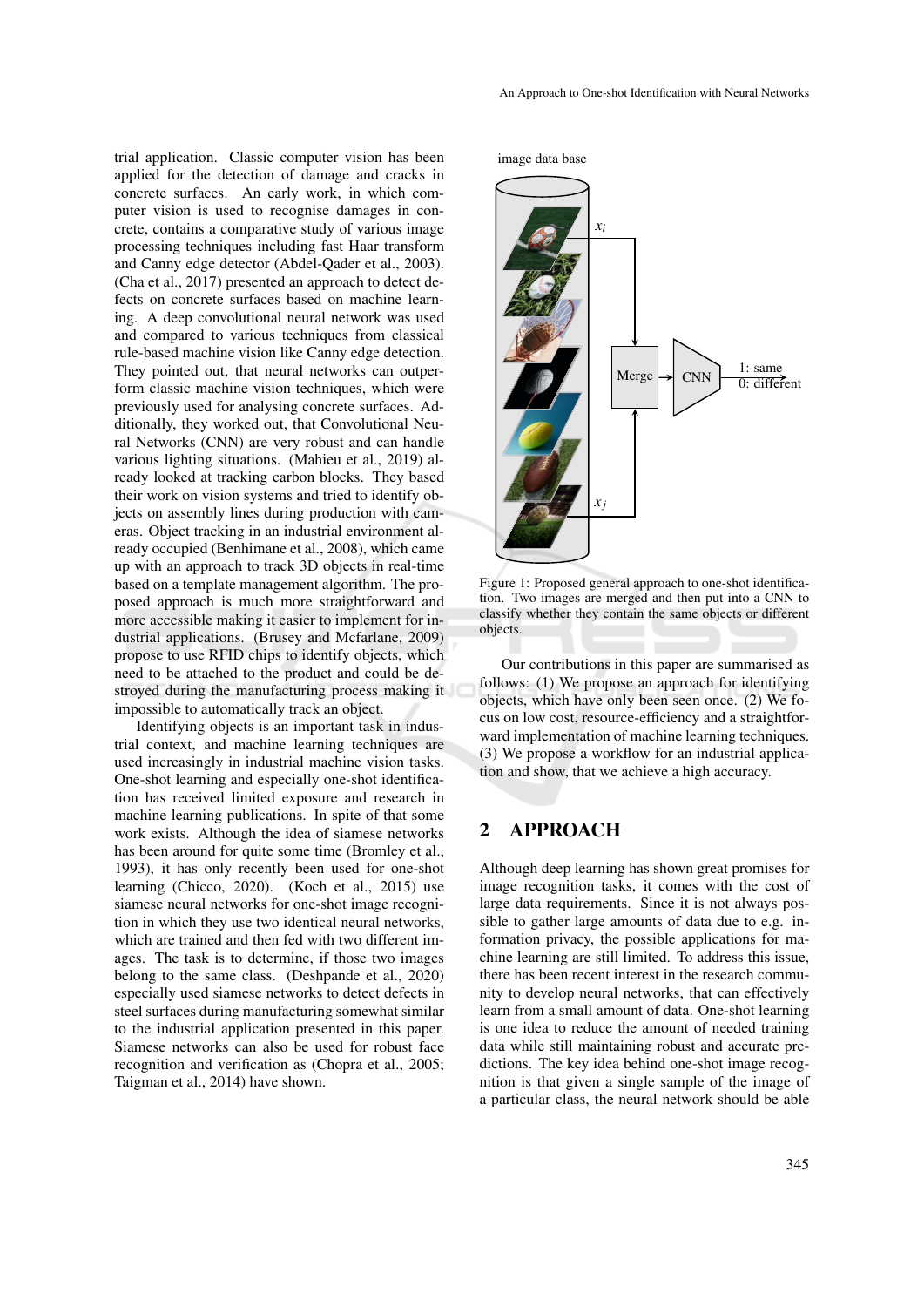trial application. Classic computer vision has been applied for the detection of damage and cracks in concrete surfaces. An early work, in which computer vision is used to recognise damages in concrete, contains a comparative study of various image processing techniques including fast Haar transform and Canny edge detector (Abdel-Qader et al., 2003). (Cha et al., 2017) presented an approach to detect defects on concrete surfaces based on machine learning. A deep convolutional neural network was used and compared to various techniques from classical rule-based machine vision like Canny edge detection. They pointed out, that neural networks can outperform classic machine vision techniques, which were previously used for analysing concrete surfaces. Additionally, they worked out, that Convolutional Neural Networks (CNN) are very robust and can handle various lighting situations. (Mahieu et al., 2019) already looked at tracking carbon blocks. They based their work on vision systems and tried to identify objects on assembly lines during production with cameras. Object tracking in an industrial environment already occupied (Benhimane et al., 2008), which came up with an approach to track 3D objects in real-time based on a template management algorithm. The proposed approach is much more straightforward and more accessible making it easier to implement for industrial applications. (Brusey and Mcfarlane, 2009) propose to use RFID chips to identify objects, which need to be attached to the product and could be destroyed during the manufacturing process making it impossible to automatically track an object.

Identifying objects is an important task in industrial context, and machine learning techniques are used increasingly in industrial machine vision tasks. One-shot learning and especially one-shot identification has received limited exposure and research in machine learning publications. In spite of that some work exists. Although the idea of siamese networks has been around for quite some time (Bromley et al., 1993), it has only recently been used for one-shot learning (Chicco, 2020). (Koch et al., 2015) use siamese neural networks for one-shot image recognition in which they use two identical neural networks, which are trained and then fed with two different images. The task is to determine, if those two images belong to the same class. (Deshpande et al., 2020) especially used siamese networks to detect defects in steel surfaces during manufacturing somewhat similar to the industrial application presented in this paper. Siamese networks can also be used for robust face recognition and verification as (Chopra et al., 2005; Taigman et al., 2014) have shown.

Figure 1: Proposed general approach to one-shot identification. Two images are merged and then put into a CNN to classify whether they contain the same objects or different objects.

Our contributions in this paper are summarised as follows: (1) We propose an approach for identifying objects, which have only been seen once. (2) We focus on low cost, resource-efficiency and a straightforward implementation of machine learning techniques. (3) We propose a workflow for an industrial application and show, that we achieve a high accuracy.

## 2 APPROACH

Although deep learning has shown great promises for image recognition tasks, it comes with the cost of large data requirements. Since it is not always possible to gather large amounts of data due to e.g. information privacy, the possible applications for machine learning are still limited. To address this issue, there has been recent interest in the research community to develop neural networks, that can effectively learn from a small amount of data. One-shot learning is one idea to reduce the amount of needed training data while still maintaining robust and accurate predictions. The key idea behind one-shot image recognition is that given a single sample of the image of a particular class, the neural network should be able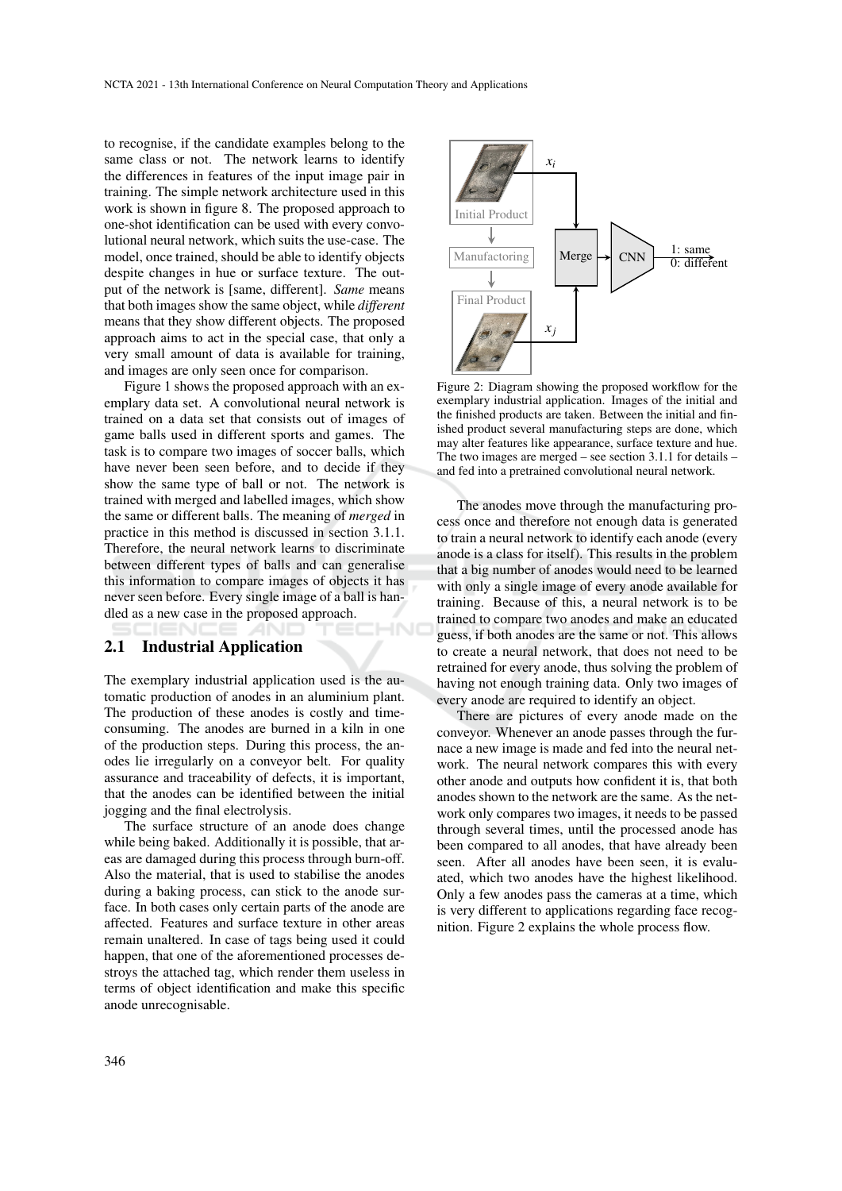to recognise, if the candidate examples belong to the same class or not. The network learns to identify the differences in features of the input image pair in training. The simple network architecture used in this work is shown in figure 8. The proposed approach to one-shot identification can be used with every convolutional neural network, which suits the use-case. The model, once trained, should be able to identify objects despite changes in hue or surface texture. The output of the network is [same, different]. *Same* means that both images show the same object, while *different* means that they show different objects. The proposed approach aims to act in the special case, that only a very small amount of data is available for training, and images are only seen once for comparison.

Figure 1 shows the proposed approach with an exemplary data set. A convolutional neural network is trained on a data set that consists out of images of game balls used in different sports and games. The task is to compare two images of soccer balls, which have never been seen before, and to decide if they show the same type of ball or not. The network is trained with merged and labelled images, which show the same or different balls. The meaning of *merged* in practice in this method is discussed in section 3.1.1. Therefore, the neural network learns to discriminate between different types of balls and can generalise this information to compare images of objects it has never seen before. Every single image of a ball is handled as a new case in the proposed approach.

## 2.1 Industrial Application

The exemplary industrial application used is the automatic production of anodes in an aluminium plant. The production of these anodes is costly and time-consuming. The anodes are burned in a kiln in one of the production steps. During this process, the anodes lie irregularly on a conveyor belt. For quality assurance and traceability of defects, it is important, that the anodes can be identified between the initial jogging and the final electrolysis.

The surface structure of an anode does change while being baked. Additionally it is possible, that areas are damaged during this process through burn-off. Also the material, that is used to stabilise the anodes during a baking process, can stick to the anode surface. In both cases only certain parts of the anode are affected. Features and surface texture in other areas remain unaltered. In case of tags being used it could happen, that one of the aforementioned processes destroys the attached tag, which render them useless in terms of object identification and make this specific anode unrecognisable.

Initial Product → Manufactoring → Final Product; $x_i$, $x_j$ → Merge → CNN → 1: same / 0: different

Figure 2: Diagram showing the proposed workflow for the exemplary industrial application. Images of the initial and the finished products are taken. Between the initial and finished product several manufacturing steps are done, which may alter features like appearance, surface texture and hue. The two images are merged – see section 3.1.1 for details – and fed into a pretrained convolutional neural network.

The anodes move through the manufacturing process once and therefore not enough data is generated to train a neural network to identify each anode (every anode is a class for itself). This results in the problem that a big number of anodes would need to be learned with only a single image of every anode available for training. Because of this, a neural network is to be trained to compare two anodes and make an educated guess, if both anodes are the same or not. This allows to create a neural network, that does not need to be retrained for every anode, thus solving the problem of having not enough training data. Only two images of every anode are required to identify an object.

There are pictures of every anode made on the conveyor. Whenever an anode passes through the furnace a new image is made and fed into the neural network. The neural network compares this with every other anode and outputs how confident it is, that both anodes shown to the network are the same. As the network only compares two images, it needs to be passed through several times, until the processed anode has been compared to all anodes, that have already been seen. After all anodes have been seen, it is evaluated, which two anodes have the highest likelihood. Only a few anodes pass the cameras at a time, which is very different to applications regarding face recognition. Figure 2 explains the whole process flow.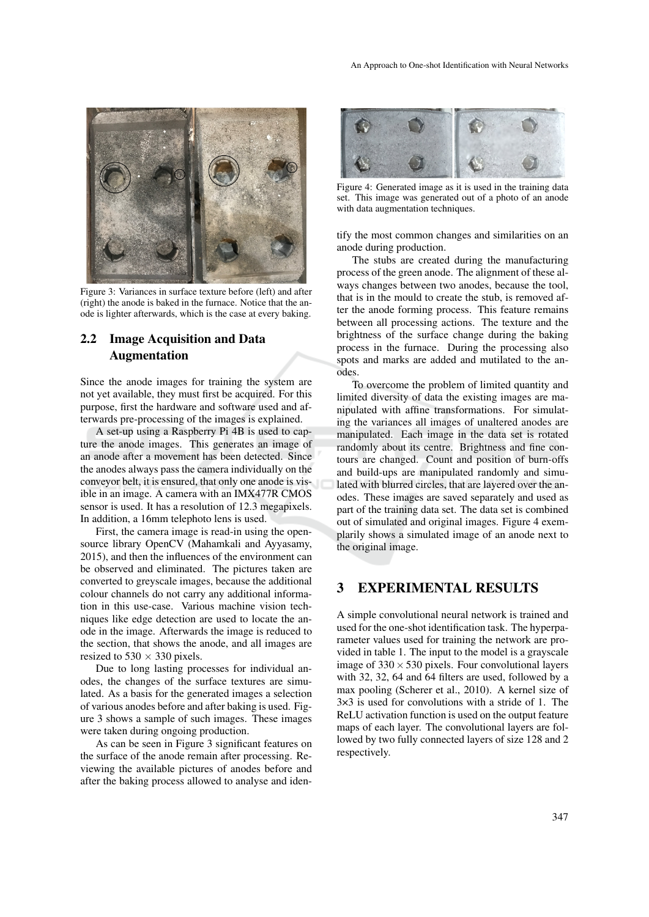Figure 3: Variances in surface texture before (left) and after (right) the anode is baked in the furnace. Notice that the anode is lighter afterwards, which is the case at every baking.

## 2.2 Image Acquisition and Data Augmentation

Since the anode images for training the system are not yet available, they must first be acquired. For this purpose, first the hardware and software used and afterwards pre-processing of the images is explained.

A set-up using a Raspberry Pi 4B is used to capture the anode images. This generates an image of an anode after a movement has been detected. Since the anodes always pass the camera individually on the conveyor belt, it is ensured, that only one anode is visible in an image. A camera with an IMX477R CMOS sensor is used. It has a resolution of 12.3 megapixels. In addition, a 16mm telephoto lens is used.

First, the camera image is read-in using the open-source library OpenCV (Mahamkali and Ayyasamy, 2015), and then the influences of the environment can be observed and eliminated. The pictures taken are converted to greyscale images, because the additional colour channels do not carry any additional information in this use-case. Various machine vision techniques like edge detection are used to locate the anode in the image. Afterwards the image is reduced to the section, that shows the anode, and all images are resized to $530 \times 330$ pixels.

Due to long lasting processes for individual anodes, the changes of the surface textures are simulated. As a basis for the generated images a selection of various anodes before and after baking is used. Figure 3 shows a sample of such images. These images were taken during ongoing production.

As can be seen in Figure 3 significant features on the surface of the anode remain after processing. Reviewing the available pictures of anodes before and after the baking process allowed to analyse and identify the most common changes and similarities on an anode during production.

Figure 4: Generated image as it is used in the training data set. This image was generated out of a photo of an anode with data augmentation techniques.

The stubs are created during the manufacturing process of the green anode. The alignment of these always changes between two anodes, because the tool, that is in the mould to create the stub, is removed after the anode forming process. This feature remains between all processing actions. The texture and the brightness of the surface change during the baking process in the furnace. During the processing also spots and marks are added and mutilated to the anodes.

To overcome the problem of limited quantity and limited diversity of data the existing images are manipulated with affine transformations. For simulating the variances all images of unaltered anodes are manipulated. Each image in the data set is rotated randomly about its centre. Brightness and fine contours are changed. Count and position of burn-offs and build-ups are manipulated randomly and simulated with blurred circles, that are layered over the anodes. These images are saved separately and used as part of the training data set. The data set is combined out of simulated and original images. Figure 4 exemplarily shows a simulated image of an anode next to the original image.

# 3 EXPERIMENTAL RESULTS

A simple convolutional neural network is trained and used for the one-shot identification task. The hyperparameter values used for training the network are provided in table 1. The input to the model is a grayscale image of $330 \times 530$ pixels. Four convolutional layers with 32, 32, 64 and 64 filters are used, followed by a max pooling (Scherer et al., 2010). A kernel size of 3×3 is used for convolutions with a stride of 1. The ReLU activation function is used on the output feature maps of each layer. The convolutional layers are followed by two fully connected layers of size 128 and 2 respectively.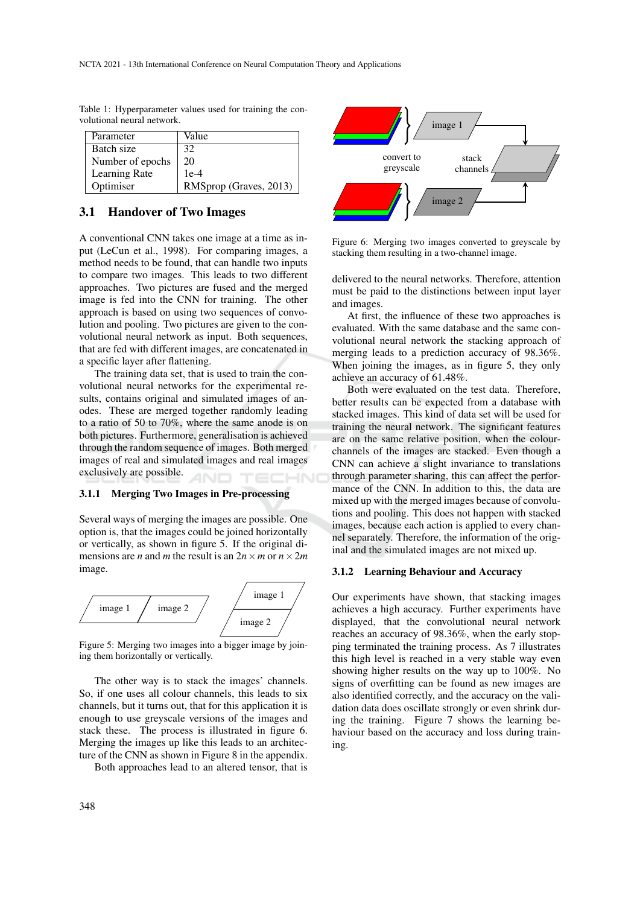Table 1: Hyperparameter values used for training the convolutional neural network.

| Parameter | Value |
|---|---|
| Batch size | 32 |
| Number of epochs | 20 |
| Learning Rate | 1e-4 |
| Optimiser | RMSprop (Graves, 2013) |

## 3.1 Handover of Two Images

A conventional CNN takes one image at a time as input (LeCun et al., 1998). For comparing images, a method needs to be found, that can handle two inputs to compare two images. This leads to two different approaches. Two pictures are fused and the merged image is fed into the CNN for training. The other approach is based on using two sequences of convolution and pooling. Two pictures are given to the convolutional neural network as input. Both sequences, that are fed with different images, are concatenated in a specific layer after flattening.

The training data set, that is used to train the convolutional neural networks for the experimental results, contains original and simulated images of anodes. These are merged together randomly leading to a ratio of 50 to 70%, where the same anode is on both pictures. Furthermore, generalisation is achieved through the random sequence of images. Both merged images of real and simulated images and real images exclusively are possible.

### 3.1.1 Merging Two Images in Pre-processing

Several ways of merging the images are possible. One option is, that the images could be joined horizontally or vertically, as shown in figure 5. If the original dimensions are $n$ and $m$ the result is an $2n \times m$ or $n \times 2m$ image.

Figure 5: Merging two images into a bigger image by joining them horizontally or vertically.

The other way is to stack the images' channels. So, if one uses all colour channels, this leads to six channels, but it turns out, that for this application it is enough to use greyscale versions of the images and stack these. The process is illustrated in figure 6. Merging the images up like this leads to an architecture of the CNN as shown in Figure 8 in the appendix.

Both approaches lead to an altered tensor, that is delivered to the neural networks. Therefore, attention must be paid to the distinctions between input layer and images.

Figure 6: Merging two images converted to greyscale by stacking them resulting in a two-channel image.

At first, the influence of these two approaches is evaluated. With the same database and the same convolutional neural network the stacking approach of merging leads to a prediction accuracy of 98.36%. When joining the images, as in figure 5, they only achieve an accuracy of 61.48%.

Both were evaluated on the test data. Therefore, better results can be expected from a database with stacked images. This kind of data set will be used for training the neural network. The significant features are on the same relative position, when the colour-channels of the images are stacked. Even though a CNN can achieve a slight invariance to translations through parameter sharing, this can affect the performance of the CNN. In addition to this, the data are mixed up with the merged images because of convolutions and pooling. This does not happen with stacked images, because each action is applied to every channel separately. Therefore, the information of the original and the simulated images are not mixed up.

### 3.1.2 Learning Behaviour and Accuracy

Our experiments have shown, that stacking images achieves a high accuracy. Further experiments have displayed, that the convolutional neural network reaches an accuracy of 98.36%, when the early stopping terminated the training process. As 7 illustrates this high level is reached in a very stable way even showing higher results on the way up to 100%. No signs of overfitting can be found as new images are also identified correctly, and the accuracy on the validation data does oscillate strongly or even shrink during the training. Figure 7 shows the learning behaviour based on the accuracy and loss during training.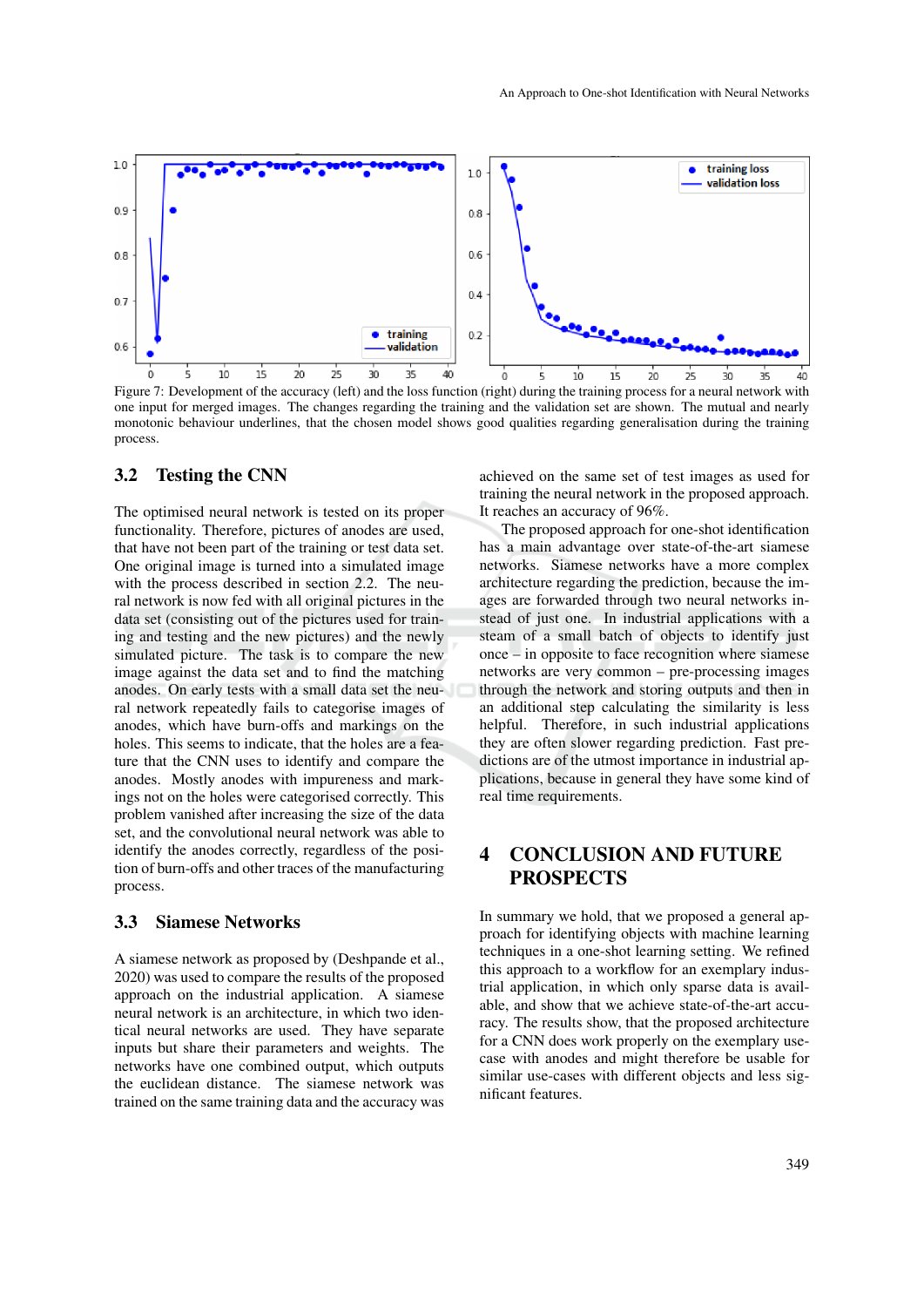Figure 7: Development of the accuracy (left) and the loss function (right) during the training process for a neural network with one input for merged images. The changes regarding the training and the validation set are shown. The mutual and nearly monotonic behaviour underlines, that the chosen model shows good qualities regarding generalisation during the training process.

### 3.2 Testing the CNN

The optimised neural network is tested on its proper functionality. Therefore, pictures of anodes are used, that have not been part of the training or test data set. One original image is turned into a simulated image with the process described in section 2.2. The neural network is now fed with all original pictures in the data set (consisting out of the pictures used for training and testing and the newly simulated picture. The task is to compare the new image against the data set and to find the matching anodes. On early tests with a small data set the neural network repeatedly fails to categorise images of anodes, which have burn-offs and markings on the holes. This seems to indicate, that the holes are a feature that the CNN uses to identify and compare the anodes. Mostly anodes with impureness and markings not on the holes were categorised correctly. This problem vanished after increasing the size of the data set, and the convolutional neural network was able to identify the anodes correctly, regardless of the position of burn-offs and other traces of the manufacturing process.

### 3.3 Siamese Networks

A siamese network as proposed by (Deshpande et al., 2020) was used to compare the results of the proposed approach on the industrial application. A siamese neural network is an architecture, in which two identical neural networks are used. They have separate inputs but share their parameters and weights. The networks have one combined output, which outputs the euclidean distance. The siamese network was trained on the same training data and the accuracy was achieved on the same set of test images as used for training the neural network in the proposed approach. It reaches an accuracy of 96%.

The proposed approach for one-shot identification has a main advantage over state-of-the-art siamese networks. Siamese networks have a more complex architecture regarding the prediction, because the images are forwarded through two neural networks instead of just one. In industrial applications with a steam of a small batch of objects to identify just once – in opposite to face recognition where siamese networks are very common – pre-processing images through the network and storing outputs and then in an additional step calculating the similarity is less helpful. Therefore, in such industrial applications they are often slower regarding prediction. Fast predictions are of the utmost importance in industrial applications, because in general they have some kind of real time requirements.

## 4 CONCLUSION AND FUTURE PROSPECTS

In summary we hold, that we proposed a general approach for identifying objects with machine learning techniques in a one-shot learning setting. We refined this approach to a workflow for an exemplary industrial application, in which only sparse data is available, and show that we achieve state-of-the-art accuracy. The results show, that the proposed architecture for a CNN does work properly on the exemplary use-case with anodes and might therefore be usable for similar use-cases with different objects and less significant features.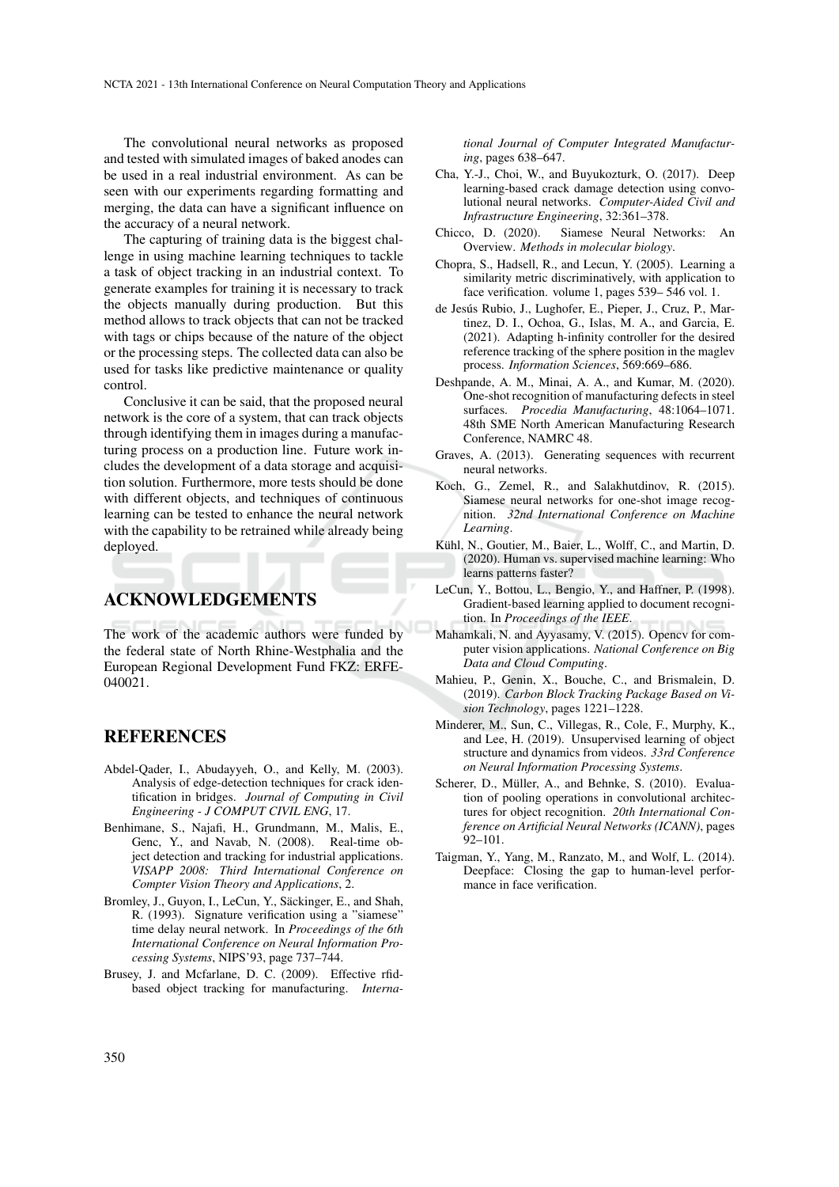The convolutional neural networks as proposed and tested with simulated images of baked anodes can be used in a real industrial environment. As can be seen with our experiments regarding formatting and merging, the data can have a significant influence on the accuracy of a neural network.

The capturing of training data is the biggest challenge in using machine learning techniques to tackle a task of object tracking in an industrial context. To generate examples for training it is necessary to track the objects manually during production. But this method allows to track objects that can not be tracked with tags or chips because of the nature of the object or the processing steps. The collected data can also be used for tasks like predictive maintenance or quality control.

Conclusive it can be said, that the proposed neural network is the core of a system, that can track objects through identifying them in images during a manufacturing process on a production line. Future work includes the development of a data storage and acquisition solution. Furthermore, more tests should be done with different objects, and techniques of continuous learning can be tested to enhance the neural network with the capability to be retrained while already being deployed.

## ACKNOWLEDGEMENTS

The work of the academic authors were funded by the federal state of North Rhine-Westphalia and the European Regional Development Fund FKZ: ERFE-040021.

## REFERENCES

Abdel-Qader, I., Abudayyeh, O., and Kelly, M. (2003). Analysis of edge-detection techniques for crack identification in bridges. *Journal of Computing in Civil Engineering - J COMPUT CIVIL ENG*, 17.

Benhimane, S., Najafi, H., Grundmann, M., Malis, E., Genc, Y., and Navab, N. (2008). Real-time object detection and tracking for industrial applications. *VISAPP 2008: Third International Conference on Compter Vision Theory and Applications*, 2.

Bromley, J., Guyon, I., LeCun, Y., Säckinger, E., and Shah, R. (1993). Signature verification using a "siamese" time delay neural network. In *Proceedings of the 6th International Conference on Neural Information Processing Systems*, NIPS'93, page 737–744.

Brusey, J. and Mcfarlane, D. C. (2009). Effective rfid-based object tracking for manufacturing. *International Journal of Computer Integrated Manufacturing*, pages 638–647.

Cha, Y.-J., Choi, W., and Buyukozturk, O. (2017). Deep learning-based crack damage detection using convolutional neural networks. *Computer-Aided Civil and Infrastructure Engineering*, 32:361–378.

Chicco, D. (2020). Siamese Neural Networks: An Overview. *Methods in molecular biology*.

Chopra, S., Hadsell, R., and Lecun, Y. (2005). Learning a similarity metric discriminatively, with application to face verification. volume 1, pages 539– 546 vol. 1.

de Jesús Rubio, J., Lughofer, E., Pieper, J., Cruz, P., Martinez, D. I., Ochoa, G., Islas, M. A., and Garcia, E. (2021). Adapting h-infinity controller for the desired reference tracking of the sphere position in the maglev process. *Information Sciences*, 569:669–686.

Deshpande, A. M., Minai, A. A., and Kumar, M. (2020). One-shot recognition of manufacturing defects in steel surfaces. *Procedia Manufacturing*, 48:1064–1071. 48th SME North American Manufacturing Research Conference, NAMRC 48.

Graves, A. (2013). Generating sequences with recurrent neural networks.

Koch, G., Zemel, R., and Salakhutdinov, R. (2015). Siamese neural networks for one-shot image recognition. *32nd International Conference on Machine Learning*.

Kühl, N., Goutier, M., Baier, L., Wolff, C., and Martin, D. (2020). Human vs. supervised machine learning: Who learns patterns faster?

LeCun, Y., Bottou, L., Bengio, Y., and Haffner, P. (1998). Gradient-based learning applied to document recognition. In *Proceedings of the IEEE*.

Mahamkali, N. and Ayyasamy, V. (2015). Opencv for computer vision applications. *National Conference on Big Data and Cloud Computing*.

Mahieu, P., Genin, X., Bouche, C., and Brismalein, D. (2019). *Carbon Block Tracking Package Based on Vision Technology*, pages 1221–1228.

Minderer, M., Sun, C., Villegas, R., Cole, F., Murphy, K., and Lee, H. (2019). Unsupervised learning of object structure and dynamics from videos. *33rd Conference on Neural Information Processing Systems*.

Scherer, D., Müller, A., and Behnke, S. (2010). Evaluation of pooling operations in convolutional architectures for object recognition. *20th International Conference on Artificial Neural Networks (ICANN)*, pages 92–101.

Taigman, Y., Yang, M., Ranzato, M., and Wolf, L. (2014). Deepface: Closing the gap to human-level performance in face verification.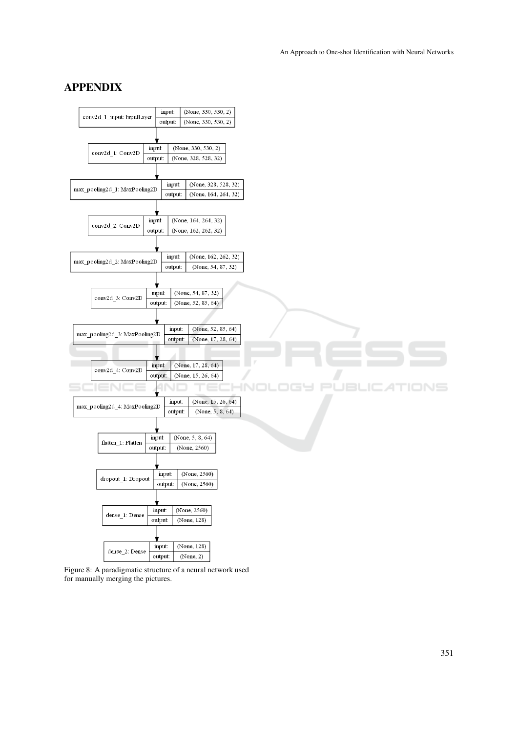## APPENDIX

conv2d_1_input: InputLayer
input: (None, 330, 530, 2)
output: (None, 330, 530, 2)

conv2d_1: Conv2D
input: (None, 330, 530, 2)
output: (None, 328, 528, 32)

max_pooling2d_1: MaxPooling2D
input: (None, 328, 528, 32)
output: (None, 164, 264, 32)

conv2d_2: Conv2D
input: (None, 164, 264, 32)
output: (None, 162, 262, 32)

max_pooling2d_2: MaxPooling2D
input: (None, 162, 262, 32)
output: (None, 54, 87, 32)

conv2d_3: Conv2D
input: (None, 54, 87, 32)
output: (None, 52, 85, 64)

max_pooling2d_3: MaxPooling2D
input: (None, 52, 85, 64)
output: (None, 17, 28, 64)

conv2d_4: Conv2D
input: (None, 17, 28, 64)
output: (None, 15, 26, 64)

max_pooling2d_4: MaxPooling2D
input: (None, 15, 26, 64)
output: (None, 5, 8, 64)

flatten_1: Flatten
input: (None, 5, 8, 64)
output: (None, 2560)

dropout_1: Dropout
input: (None, 2560)
output: (None, 2560)

dense_1: Dense
input: (None, 2560)
output: (None, 128)

dense_2: Dense
input: (None, 128)
output: (None, 2)

Figure 8: A paradigmatic structure of a neural network used for manually merging the pictures.